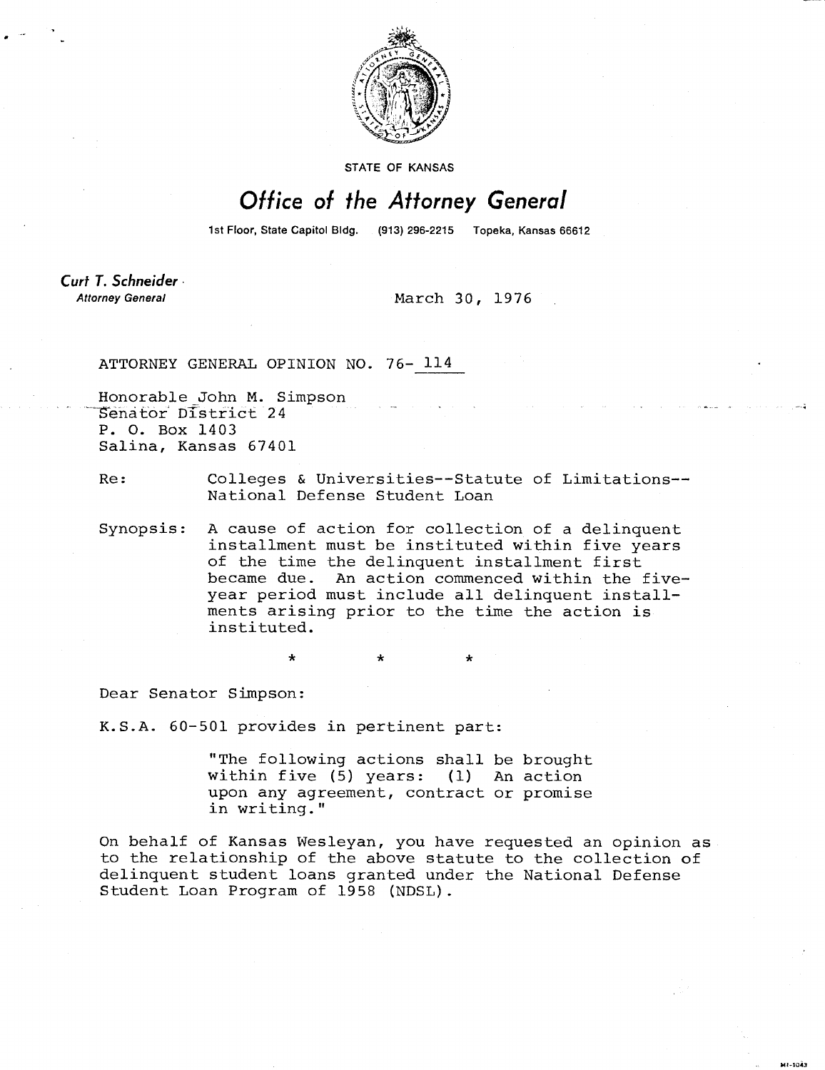STATE OF KANSAS

# Office of the Attorney General

1st Floor, State Capitol Bldg. (913) 296-2215 Topeka, Kansas 66612

**Curt T. Schneider**
*Attorney General*

March 30, 1976

ATTORNEY GENERAL OPINION NO. 76- 114

Honorable John M. Simpson
Senator District 24
P. O. Box 1403
Salina, Kansas 67401

Re: Colleges & Universities--Statute of Limitations--National Defense Student Loan

Synopsis: A cause of action for collection of a delinquent installment must be instituted within five years of the time the delinquent installment first became due. An action commenced within the five-year period must include all delinquent installments arising prior to the time the action is instituted.

\* \* \*

Dear Senator Simpson:

K.S.A. 60-501 provides in pertinent part:

> "The following actions shall be brought within five (5) years: (1) An action upon any agreement, contract or promise in writing."

On behalf of Kansas Wesleyan, you have requested an opinion as to the relationship of the above statute to the collection of delinquent student loans granted under the National Defense Student Loan Program of 1958 (NDSL).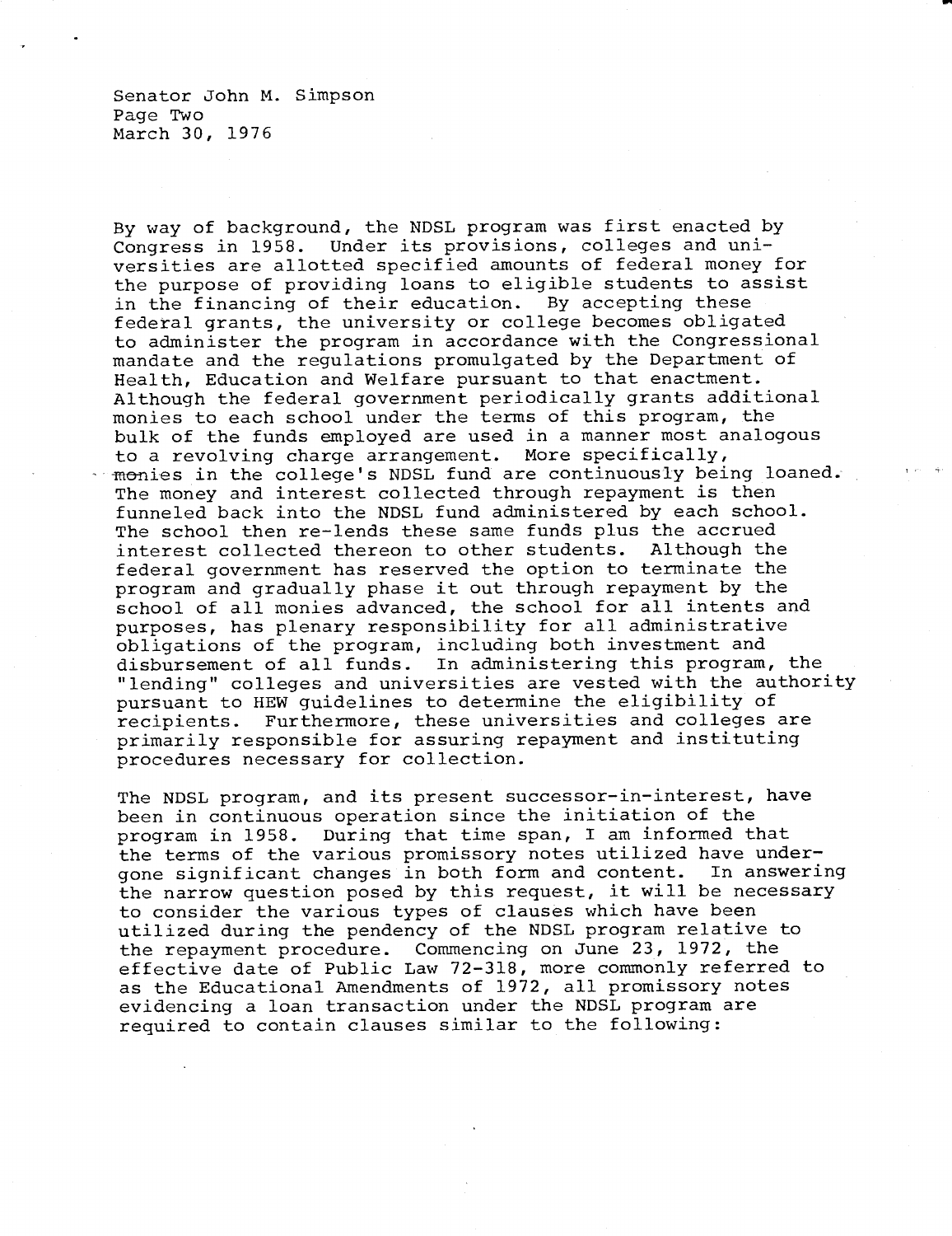By way of background, the NDSL program was first enacted by Congress in 1958. Under its provisions, colleges and universities are allotted specified amounts of federal money for the purpose of providing loans to eligible students to assist in the financing of their education. By accepting these federal grants, the university or college becomes obligated to administer the program in accordance with the Congressional mandate and the regulations promulgated by the Department of Health, Education and Welfare pursuant to that enactment. Although the federal government periodically grants additional monies to each school under the terms of this program, the bulk of the funds employed are used in a manner most analogous to a revolving charge arrangement. More specifically, monies in the college's NDSL fund are continuously being loaned. The money and interest collected through repayment is then funneled back into the NDSL fund administered by each school. The school then re-lends these same funds plus the accrued interest collected thereon to other students. Although the federal government has reserved the option to terminate the program and gradually phase it out through repayment by the school of all monies advanced, the school for all intents and purposes, has plenary responsibility for all administrative obligations of the program, including both investment and disbursement of all funds. In administering this program, the "lending" colleges and universities are vested with the authority pursuant to HEW guidelines to determine the eligibility of recipients. Furthermore, these universities and colleges are primarily responsible for assuring repayment and instituting procedures necessary for collection.

The NDSL program, and its present successor-in-interest, have been in continuous operation since the initiation of the program in 1958. During that time span, I am informed that the terms of the various promissory notes utilized have undergone significant changes in both form and content. In answering the narrow question posed by this request, it will be necessary to consider the various types of clauses which have been utilized during the pendency of the NDSL program relative to the repayment procedure. Commencing on June 23, 1972, the effective date of Public Law 72-318, more commonly referred to as the Educational Amendments of 1972, all promissory notes evidencing a loan transaction under the NDSL program are required to contain clauses similar to the following: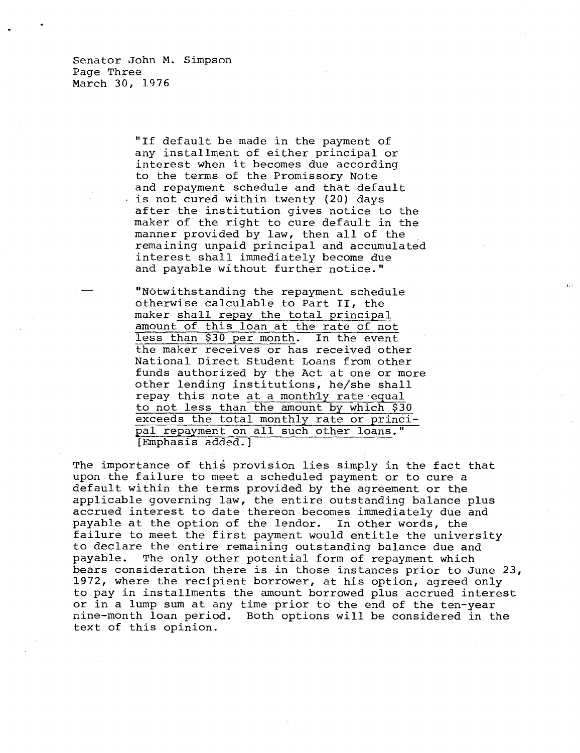> "If default be made in the payment of any installment of either principal or interest when it becomes due according to the terms of the Promissory Note and repayment schedule and that default is not cured within twenty (20) days after the institution gives notice to the maker of the right to cure default in the manner provided by law, then all of the remaining unpaid principal and accumulated interest shall immediately become due and payable without further notice."

> "Notwithstanding the repayment schedule otherwise calculable to Part II, the maker <u>shall repay the total principal amount of this loan at the rate of not less than $30 per month</u>. In the event the maker receives or has received other National Direct Student Loans from other funds authorized by the Act at one or more other lending institutions, he/she shall repay this note <u>at a monthly rate equal to not less than the amount by which $30 exceeds the total monthly rate or principal repayment on all such other loans.</u>" [Emphasis added.]

The importance of this provision lies simply in the fact that upon the failure to meet a scheduled payment or to cure a default within the terms provided by the agreement or the applicable governing law, the entire outstanding balance plus accrued interest to date thereon becomes immediately due and payable at the option of the lendor. In other words, the failure to meet the first payment would entitle the university to declare the entire remaining outstanding balance due and payable. The only other potential form of repayment which bears consideration there is in those instances prior to June 23, 1972, where the recipient borrower, at his option, agreed only to pay in installments the amount borrowed plus accrued interest or in a lump sum at any time prior to the end of the ten-year nine-month loan period. Both options will be considered in the text of this opinion.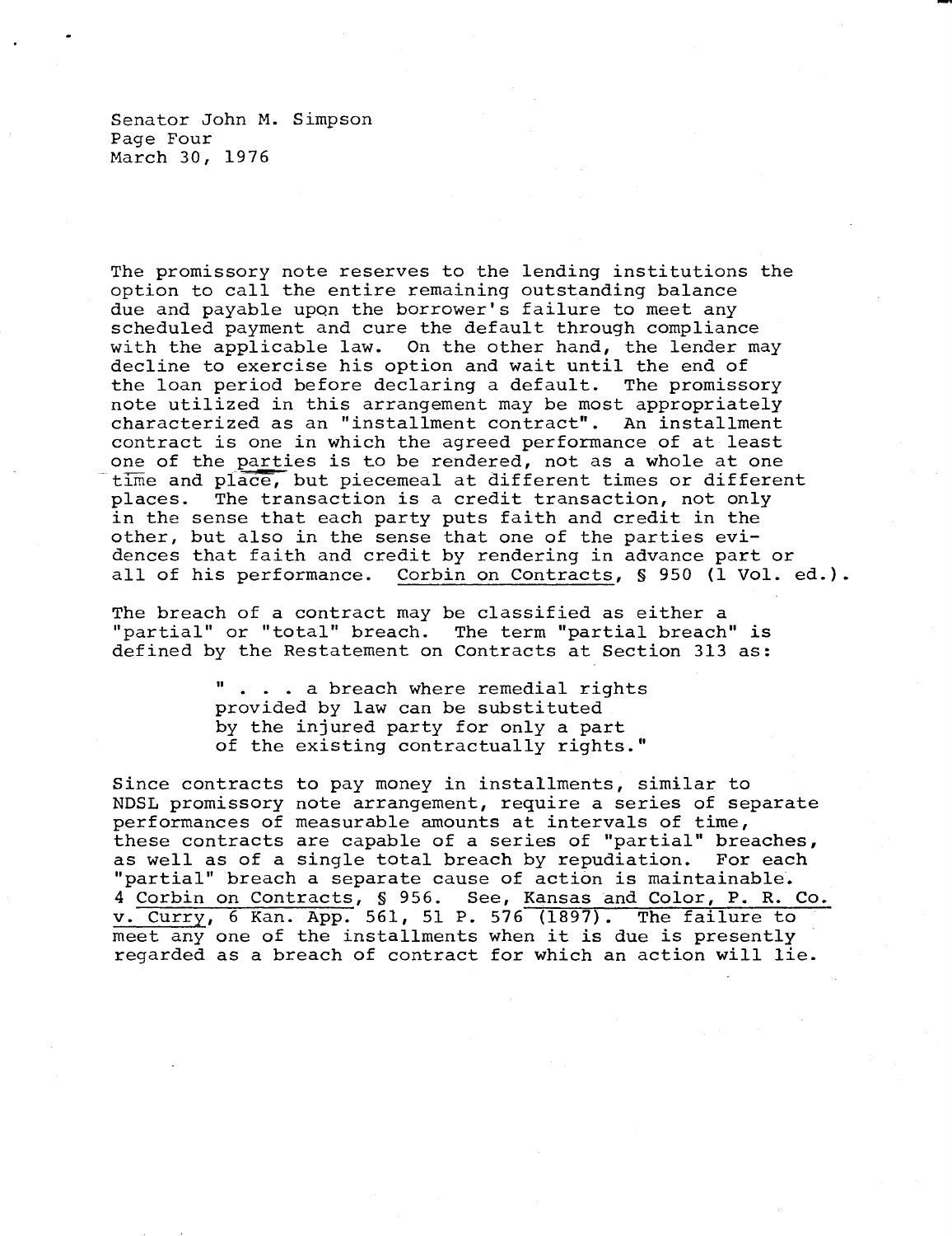The promissory note reserves to the lending institutions the option to call the entire remaining outstanding balance due and payable upon the borrower's failure to meet any scheduled payment and cure the default through compliance with the applicable law. On the other hand, the lender may decline to exercise his option and wait until the end of the loan period before declaring a default. The promissory note utilized in this arrangement may be most appropriately characterized as an "installment contract". An installment contract is one in which the agreed performance of at least one of the parties is to be rendered, not as a whole at one time and place, but piecemeal at different times or different places. The transaction is a credit transaction, not only in the sense that each party puts faith and credit in the other, but also in the sense that one of the parties evidences that faith and credit by rendering in advance part or all of his performance. Corbin on Contracts, § 950 (1 Vol. ed.).

The breach of a contract may be classified as either a "partial" or "total" breach. The term "partial breach" is defined by the Restatement on Contracts at Section 313 as:

> " . . . a breach where remedial rights provided by law can be substituted by the injured party for only a part of the existing contractually rights."

Since contracts to pay money in installments, similar to NDSL promissory note arrangement, require a series of separate performances of measurable amounts at intervals of time, these contracts are capable of a series of "partial" breaches, as well as of a single total breach by repudiation. For each "partial" breach a separate cause of action is maintainable. 4 Corbin on Contracts, § 956. See, Kansas and Color, P. R. Co. v. Curry, 6 Kan. App. 561, 51 P. 576 (1897). The failure to meet any one of the installments when it is due is presently regarded as a breach of contract for which an action will lie.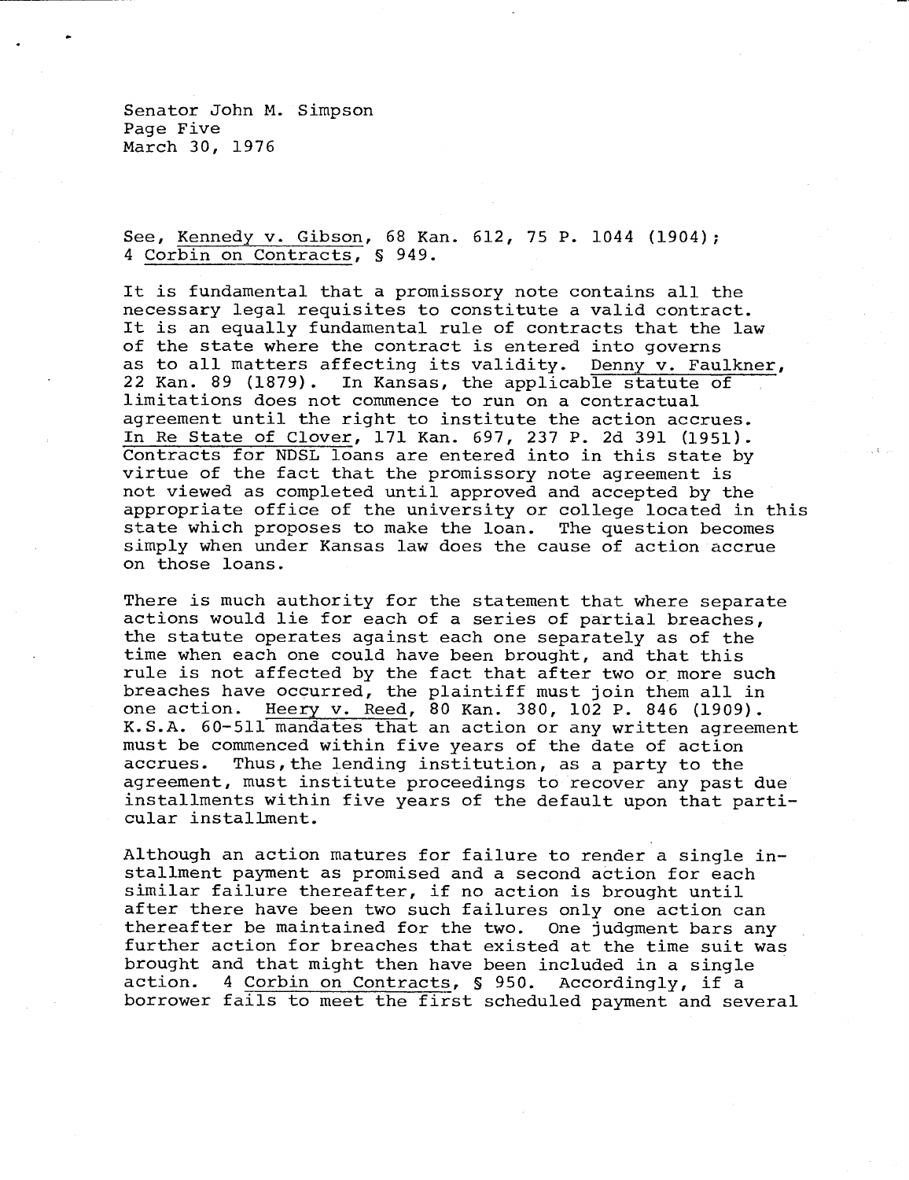Senator John M. Simpson
Page Five
March 30, 1976

See, Kennedy v. Gibson, 68 Kan. 612, 75 P. 1044 (1904); 4 Corbin on Contracts, § 949.

It is fundamental that a promissory note contains all the necessary legal requisites to constitute a valid contract. It is an equally fundamental rule of contracts that the law of the state where the contract is entered into governs as to all matters affecting its validity. Denny v. Faulkner, 22 Kan. 89 (1879). In Kansas, the applicable statute of limitations does not commence to run on a contractual agreement until the right to institute the action accrues. In Re State of Clover, 171 Kan. 697, 237 P. 2d 391 (1951). Contracts for NDSL loans are entered into in this state by virtue of the fact that the promissory note agreement is not viewed as completed until approved and accepted by the appropriate office of the university or college located in this state which proposes to make the loan. The question becomes simply when under Kansas law does the cause of action accrue on those loans.

There is much authority for the statement that where separate actions would lie for each of a series of partial breaches, the statute operates against each one separately as of the time when each one could have been brought, and that this rule is not affected by the fact that after two or more such breaches have occurred, the plaintiff must join them all in one action. Heery v. Reed, 80 Kan. 380, 102 P. 846 (1909). K.S.A. 60-511 mandates that an action or any written agreement must be commenced within five years of the date of action accrues. Thus, the lending institution, as a party to the agreement, must institute proceedings to recover any past due installments within five years of the default upon that particular installment.

Although an action matures for failure to render a single installment payment as promised and a second action for each similar failure thereafter, if no action is brought until after there have been two such failures only one action can thereafter be maintained for the two. One judgment bars any further action for breaches that existed at the time suit was brought and that might then have been included in a single action. 4 Corbin on Contracts, § 950. Accordingly, if a borrower fails to meet the first scheduled payment and several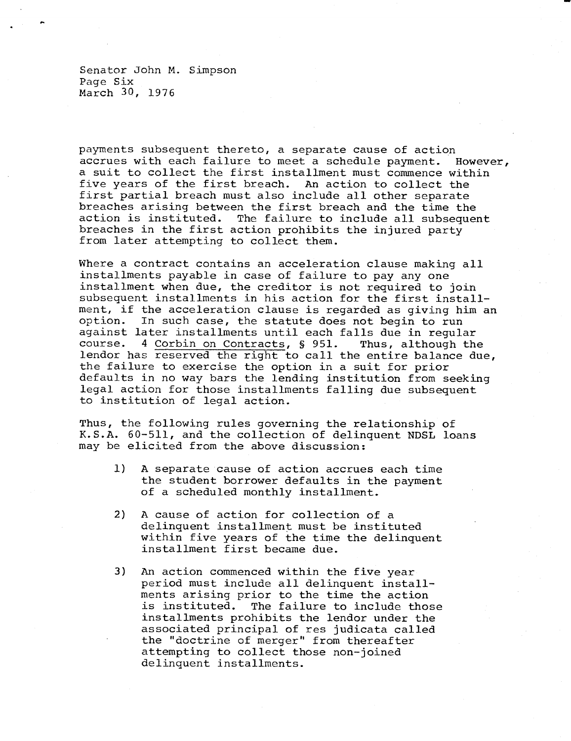payments subsequent thereto, a separate cause of action accrues with each failure to meet a schedule payment. However, a suit to collect the first installment must commence within five years of the first breach. An action to collect the first partial breach must also include all other separate breaches arising between the first breach and the time the action is instituted. The failure to include all subsequent breaches in the first action prohibits the injured party from later attempting to collect them.

Where a contract contains an acceleration clause making all installments payable in case of failure to pay any one installment when due, the creditor is not required to join subsequent installments in his action for the first installment, if the acceleration clause is regarded as giving him an option. In such case, the statute does not begin to run against later installments until each falls due in regular course. 4 Corbin on Contracts, § 951. Thus, although the lendor has reserved the right to call the entire balance due, the failure to exercise the option in a suit for prior defaults in no way bars the lending institution from seeking legal action for those installments falling due subsequent to institution of legal action.

Thus, the following rules governing the relationship of K.S.A. 60-511, and the collection of delinquent NDSL loans may be elicited from the above discussion:

1) A separate cause of action accrues each time the student borrower defaults in the payment of a scheduled monthly installment.

2) A cause of action for collection of a delinquent installment must be instituted within five years of the time the delinquent installment first became due.

3) An action commenced within the five year period must include all delinquent installments arising prior to the time the action is instituted. The failure to include those installments prohibits the lendor under the associated principal of res judicata called the "doctrine of merger" from thereafter attempting to collect those non-joined delinquent installments.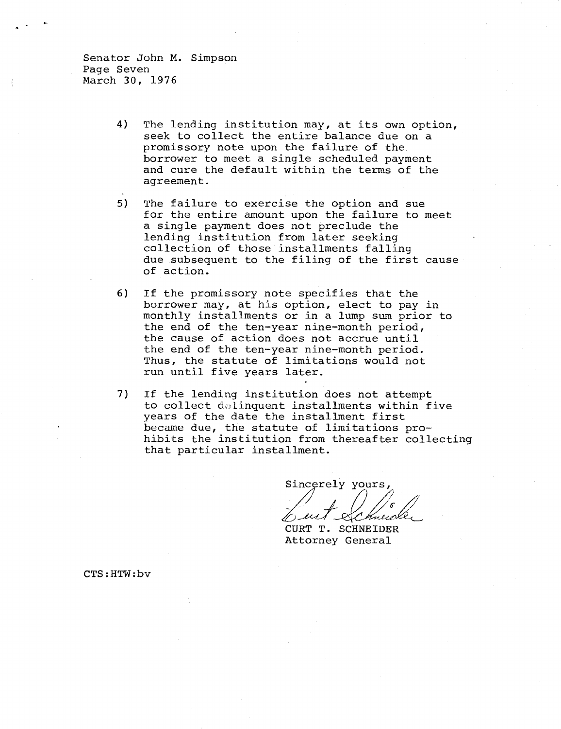Senator John M. Simpson
Page Seven
March 30, 1976

4) The lending institution may, at its own option, seek to collect the entire balance due on a promissory note upon the failure of the borrower to meet a single scheduled payment and cure the default within the terms of the agreement.

5) The failure to exercise the option and sue for the entire amount upon the failure to meet a single payment does not preclude the lending institution from later seeking collection of those installments falling due subsequent to the filing of the first cause of action.

6) If the promissory note specifies that the borrower may, at his option, elect to pay in monthly installments or in a lump sum prior to the end of the ten-year nine-month period, the cause of action does not accrue until the end of the ten-year nine-month period. Thus, the statute of limitations would not run until five years later.

7) If the lending institution does not attempt to collect delinquent installments within five years of the date the installment first became due, the statute of limitations prohibits the institution from thereafter collecting that particular installment.

Sincerely yours,

CURT T. SCHNEIDER
Attorney General

CTS:HTW:bv